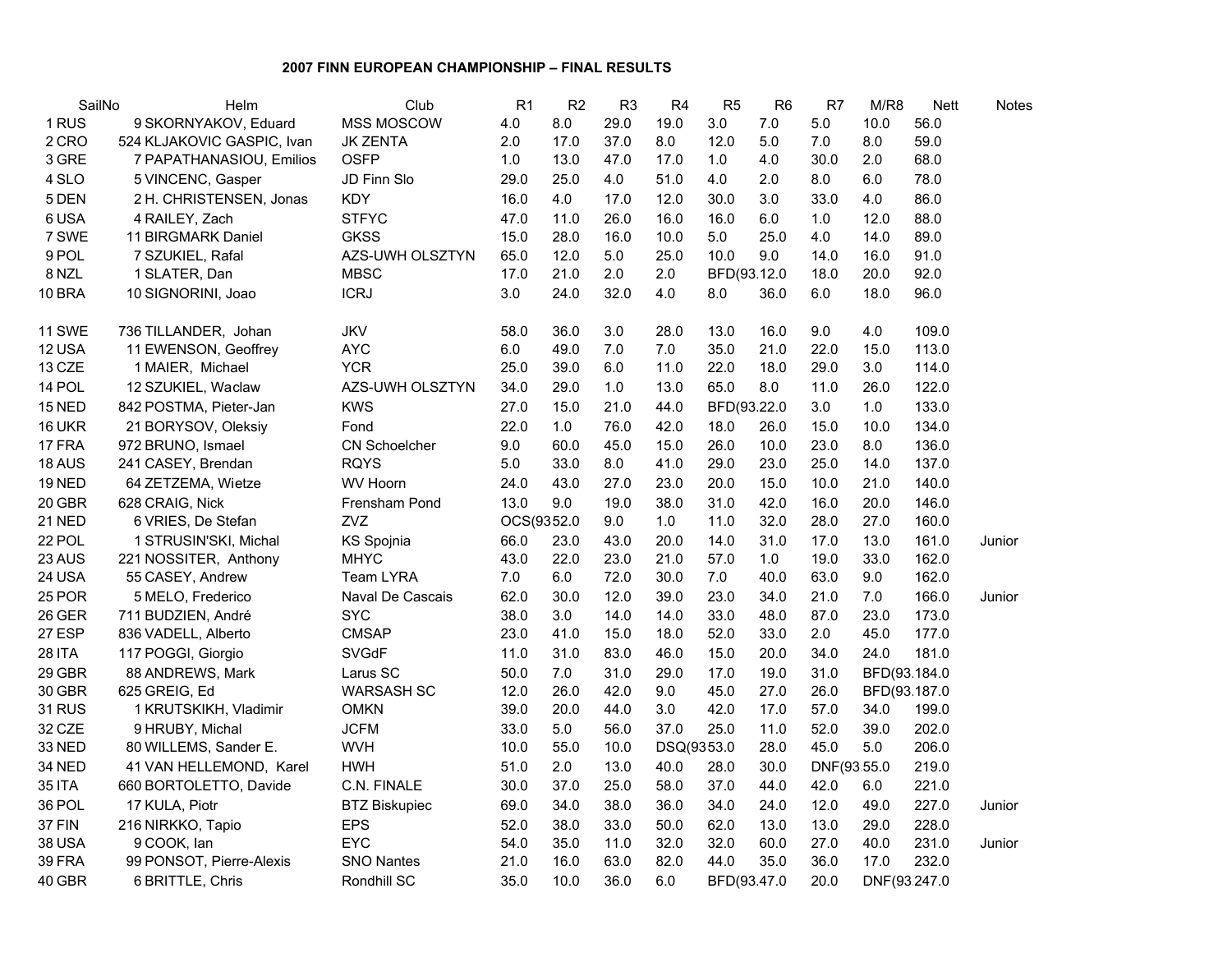# 2007 FINN EUROPEAN CHAMPIONSHIP – FINAL RESULTS

| SailNo | Helm | Club | R1 | R2 | R3 | R4 | R5 | R6 | R7 | M/R8 | Nett | Notes |
|---|---|---|---|---|---|---|---|---|---|---|---|---|
| 1 RUS | 9 SKORNYAKOV, Eduard | MSS MOSCOW | 4.0 | 8.0 | 29.0 | 19.0 | 3.0 | 7.0 | 5.0 | 10.0 | 56.0 | |
| 2 CRO | 524 KLJAKOVIC GASPIC, Ivan | JK ZENTA | 2.0 | 17.0 | 37.0 | 8.0 | 12.0 | 5.0 | 7.0 | 8.0 | 59.0 | |
| 3 GRE | 7 PAPATHANASIOU, Emilios | OSFP | 1.0 | 13.0 | 47.0 | 17.0 | 1.0 | 4.0 | 30.0 | 2.0 | 68.0 | |
| 4 SLO | 5 VINCENC, Gasper | JD Finn Slo | 29.0 | 25.0 | 4.0 | 51.0 | 4.0 | 2.0 | 8.0 | 6.0 | 78.0 | |
| 5 DEN | 2 H. CHRISTENSEN, Jonas | KDY | 16.0 | 4.0 | 17.0 | 12.0 | 30.0 | 3.0 | 33.0 | 4.0 | 86.0 | |
| 6 USA | 4 RAILEY, Zach | STFYC | 47.0 | 11.0 | 26.0 | 16.0 | 16.0 | 6.0 | 1.0 | 12.0 | 88.0 | |
| 7 SWE | 11 BIRGMARK Daniel | GKSS | 15.0 | 28.0 | 16.0 | 10.0 | 5.0 | 25.0 | 4.0 | 14.0 | 89.0 | |
| 9 POL | 7 SZUKIEL, Rafal | AZS-UWH OLSZTYN | 65.0 | 12.0 | 5.0 | 25.0 | 10.0 | 9.0 | 14.0 | 16.0 | 91.0 | |
| 8 NZL | 1 SLATER, Dan | MBSC | 17.0 | 21.0 | 2.0 | 2.0 | BFD(93. | 12.0 | 18.0 | 20.0 | 92.0 | |
| 10 BRA | 10 SIGNORINI, Joao | ICRJ | 3.0 | 24.0 | 32.0 | 4.0 | 8.0 | 36.0 | 6.0 | 18.0 | 96.0 | |
| 11 SWE | 736 TILLANDER, Johan | JKV | 58.0 | 36.0 | 3.0 | 28.0 | 13.0 | 16.0 | 9.0 | 4.0 | 109.0 | |
| 12 USA | 11 EWENSON, Geoffrey | AYC | 6.0 | 49.0 | 7.0 | 7.0 | 35.0 | 21.0 | 22.0 | 15.0 | 113.0 | |
| 13 CZE | 1 MAIER, Michael | YCR | 25.0 | 39.0 | 6.0 | 11.0 | 22.0 | 18.0 | 29.0 | 3.0 | 114.0 | |
| 14 POL | 12 SZUKIEL, Waclaw | AZS-UWH OLSZTYN | 34.0 | 29.0 | 1.0 | 13.0 | 65.0 | 8.0 | 11.0 | 26.0 | 122.0 | |
| 15 NED | 842 POSTMA, Pieter-Jan | KWS | 27.0 | 15.0 | 21.0 | 44.0 | BFD(93. | 22.0 | 3.0 | 1.0 | 133.0 | |
| 16 UKR | 21 BORYSOV, Oleksiy | Fond | 22.0 | 1.0 | 76.0 | 42.0 | 18.0 | 26.0 | 15.0 | 10.0 | 134.0 | |
| 17 FRA | 972 BRUNO, Ismael | CN Schoelcher | 9.0 | 60.0 | 45.0 | 15.0 | 26.0 | 10.0 | 23.0 | 8.0 | 136.0 | |
| 18 AUS | 241 CASEY, Brendan | RQYS | 5.0 | 33.0 | 8.0 | 41.0 | 29.0 | 23.0 | 25.0 | 14.0 | 137.0 | |
| 19 NED | 64 ZETZEMA, Wietze | WV Hoorn | 24.0 | 43.0 | 27.0 | 23.0 | 20.0 | 15.0 | 10.0 | 21.0 | 140.0 | |
| 20 GBR | 628 CRAIG, Nick | Frensham Pond | 13.0 | 9.0 | 19.0 | 38.0 | 31.0 | 42.0 | 16.0 | 20.0 | 146.0 | |
| 21 NED | 6 VRIES, De Stefan | ZVZ | OCS(93 | 52.0 | 9.0 | 1.0 | 11.0 | 32.0 | 28.0 | 27.0 | 160.0 | |
| 22 POL | 1 STRUSIN'SKI, Michal | KS Spojnia | 66.0 | 23.0 | 43.0 | 20.0 | 14.0 | 31.0 | 17.0 | 13.0 | 161.0 | Junior |
| 23 AUS | 221 NOSSITER, Anthony | MHYC | 43.0 | 22.0 | 23.0 | 21.0 | 57.0 | 1.0 | 19.0 | 33.0 | 162.0 | |
| 24 USA | 55 CASEY, Andrew | Team LYRA | 7.0 | 6.0 | 72.0 | 30.0 | 7.0 | 40.0 | 63.0 | 9.0 | 162.0 | |
| 25 POR | 5 MELO, Frederico | Naval De Cascais | 62.0 | 30.0 | 12.0 | 39.0 | 23.0 | 34.0 | 21.0 | 7.0 | 166.0 | Junior |
| 26 GER | 711 BUDZIEN, André | SYC | 38.0 | 3.0 | 14.0 | 14.0 | 33.0 | 48.0 | 87.0 | 23.0 | 173.0 | |
| 27 ESP | 836 VADELL, Alberto | CMSAP | 23.0 | 41.0 | 15.0 | 18.0 | 52.0 | 33.0 | 2.0 | 45.0 | 177.0 | |
| 28 ITA | 117 POGGI, Giorgio | SVGdF | 11.0 | 31.0 | 83.0 | 46.0 | 15.0 | 20.0 | 34.0 | 24.0 | 181.0 | |
| 29 GBR | 88 ANDREWS, Mark | Larus SC | 50.0 | 7.0 | 31.0 | 29.0 | 17.0 | 19.0 | 31.0 | BFD(93. | 184.0 | |
| 30 GBR | 625 GREIG, Ed | WARSASH SC | 12.0 | 26.0 | 42.0 | 9.0 | 45.0 | 27.0 | 26.0 | BFD(93. | 187.0 | |
| 31 RUS | 1 KRUTSKIKH, Vladimir | OMKN | 39.0 | 20.0 | 44.0 | 3.0 | 42.0 | 17.0 | 57.0 | 34.0 | 199.0 | |
| 32 CZE | 9 HRUBY, Michal | JCFM | 33.0 | 5.0 | 56.0 | 37.0 | 25.0 | 11.0 | 52.0 | 39.0 | 202.0 | |
| 33 NED | 80 WILLEMS, Sander E. | WVH | 10.0 | 55.0 | 10.0 | DSQ(93 | 53.0 | 28.0 | 45.0 | 5.0 | 206.0 | |
| 34 NED | 41 VAN HELLEMOND, Karel | HWH | 51.0 | 2.0 | 13.0 | 40.0 | 28.0 | 30.0 | DNF(93 | 55.0 | 219.0 | |
| 35 ITA | 660 BORTOLETTO, Davide | C.N. FINALE | 30.0 | 37.0 | 25.0 | 58.0 | 37.0 | 44.0 | 42.0 | 6.0 | 221.0 | |
| 36 POL | 17 KULA, Piotr | BTZ Biskupiec | 69.0 | 34.0 | 38.0 | 36.0 | 34.0 | 24.0 | 12.0 | 49.0 | 227.0 | Junior |
| 37 FIN | 216 NIRKKO, Tapio | EPS | 52.0 | 38.0 | 33.0 | 50.0 | 62.0 | 13.0 | 13.0 | 29.0 | 228.0 | |
| 38 USA | 9 COOK, Ian | EYC | 54.0 | 35.0 | 11.0 | 32.0 | 32.0 | 60.0 | 27.0 | 40.0 | 231.0 | Junior |
| 39 FRA | 99 PONSOT, Pierre-Alexis | SNO Nantes | 21.0 | 16.0 | 63.0 | 82.0 | 44.0 | 35.0 | 36.0 | 17.0 | 232.0 | |
| 40 GBR | 6 BRITTLE, Chris | Rondhill SC | 35.0 | 10.0 | 36.0 | 6.0 | BFD(93. | 47.0 | 20.0 | DNF(93 | 247.0 | |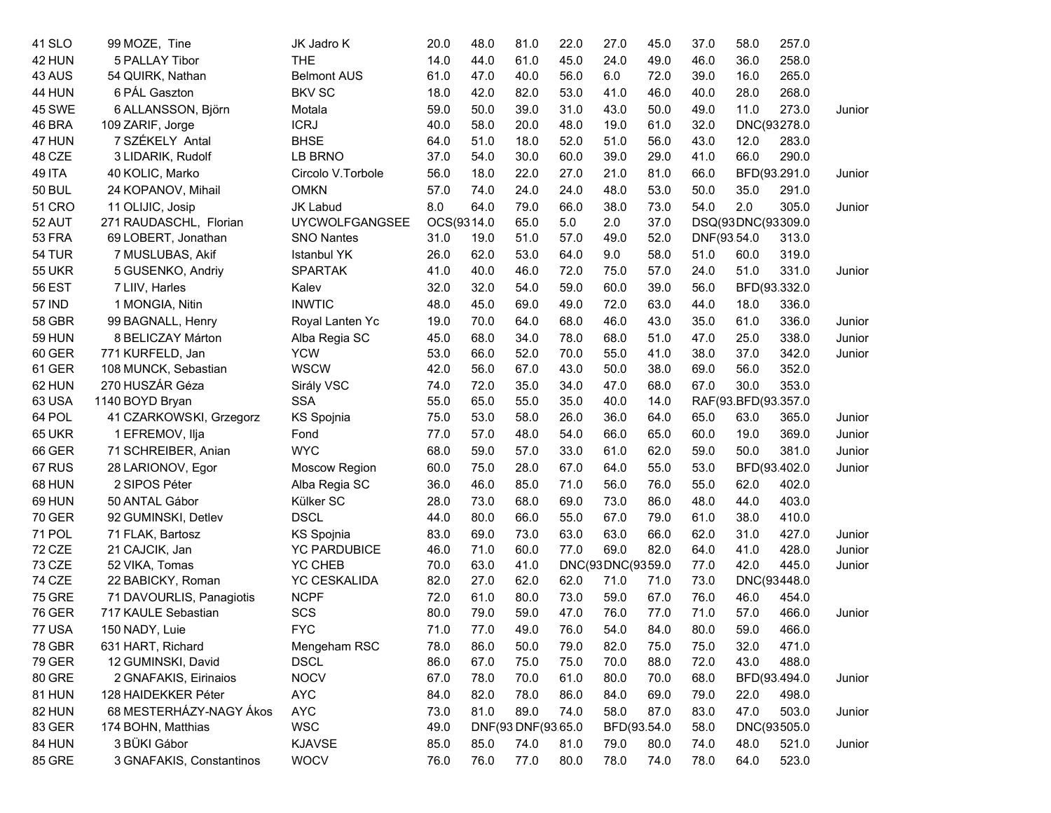| | | | | | | | | | | | | | |
|---|---|---|---|---|---|---|---|---|---|---|---|---|---|
| 41 SLO | 99 MOZE, Tine | JK Jadro K | 20.0 | 48.0 | 81.0 | 22.0 | 27.0 | 45.0 | 37.0 | 58.0 | 257.0 | |
| 42 HUN | 5 PALLAY Tibor | THE | 14.0 | 44.0 | 61.0 | 45.0 | 24.0 | 49.0 | 46.0 | 36.0 | 258.0 | |
| 43 AUS | 54 QUIRK, Nathan | Belmont AUS | 61.0 | 47.0 | 40.0 | 56.0 | 6.0 | 72.0 | 39.0 | 16.0 | 265.0 | |
| 44 HUN | 6 PÁL Gaszton | BKV SC | 18.0 | 42.0 | 82.0 | 53.0 | 41.0 | 46.0 | 40.0 | 28.0 | 268.0 | |
| 45 SWE | 6 ALLANSSON, Björn | Motala | 59.0 | 50.0 | 39.0 | 31.0 | 43.0 | 50.0 | 49.0 | 11.0 | 273.0 | Junior |
| 46 BRA | 109 ZARIF, Jorge | ICRJ | 40.0 | 58.0 | 20.0 | 48.0 | 19.0 | 61.0 | 32.0 | DNC(93 | 278.0 | |
| 47 HUN | 7 SZÉKELY Antal | BHSE | 64.0 | 51.0 | 18.0 | 52.0 | 51.0 | 56.0 | 43.0 | 12.0 | 283.0 | |
| 48 CZE | 3 LIDARIK, Rudolf | LB BRNO | 37.0 | 54.0 | 30.0 | 60.0 | 39.0 | 29.0 | 41.0 | 66.0 | 290.0 | |
| 49 ITA | 40 KOLIC, Marko | Circolo V.Torbole | 56.0 | 18.0 | 22.0 | 27.0 | 21.0 | 81.0 | 66.0 | BFD(93. | 291.0 | Junior |
| 50 BUL | 24 KOPANOV, Mihail | OMKN | 57.0 | 74.0 | 24.0 | 24.0 | 48.0 | 53.0 | 50.0 | 35.0 | 291.0 | |
| 51 CRO | 11 OLIJIC, Josip | JK Labud | 8.0 | 64.0 | 79.0 | 66.0 | 38.0 | 73.0 | 54.0 | 2.0 | 305.0 | Junior |
| 52 AUT | 271 RAUDASCHL, Florian | UYCWOLFGANGSEE | OCS(93 | 14.0 | 65.0 | 5.0 | 2.0 | 37.0 | DSQ(93 | DNC(93 | 309.0 | |
| 53 FRA | 69 LOBERT, Jonathan | SNO Nantes | 31.0 | 19.0 | 51.0 | 57.0 | 49.0 | 52.0 | DNF(93. | 54.0 | 313.0 | |
| 54 TUR | 7 MUSLUBAS, Akif | Istanbul YK | 26.0 | 62.0 | 53.0 | 64.0 | 9.0 | 58.0 | 51.0 | 60.0 | 319.0 | |
| 55 UKR | 5 GUSENKO, Andriy | SPARTAK | 41.0 | 40.0 | 46.0 | 72.0 | 75.0 | 57.0 | 24.0 | 51.0 | 331.0 | Junior |
| 56 EST | 7 LIIV, Harles | Kalev | 32.0 | 32.0 | 54.0 | 59.0 | 60.0 | 39.0 | 56.0 | BFD(93. | 332.0 | |
| 57 IND | 1 MONGIA, Nitin | INWTIC | 48.0 | 45.0 | 69.0 | 49.0 | 72.0 | 63.0 | 44.0 | 18.0 | 336.0 | |
| 58 GBR | 99 BAGNALL, Henry | Royal Lanten Yc | 19.0 | 70.0 | 64.0 | 68.0 | 46.0 | 43.0 | 35.0 | 61.0 | 336.0 | Junior |
| 59 HUN | 8 BELICZAY Márton | Alba Regia SC | 45.0 | 68.0 | 34.0 | 78.0 | 68.0 | 51.0 | 47.0 | 25.0 | 338.0 | Junior |
| 60 GER | 771 KURFELD, Jan | YCW | 53.0 | 66.0 | 52.0 | 70.0 | 55.0 | 41.0 | 38.0 | 37.0 | 342.0 | Junior |
| 61 GER | 108 MUNCK, Sebastian | WSCW | 42.0 | 56.0 | 67.0 | 43.0 | 50.0 | 38.0 | 69.0 | 56.0 | 352.0 | |
| 62 HUN | 270 HUSZÁR Géza | Sirály VSC | 74.0 | 72.0 | 35.0 | 34.0 | 47.0 | 68.0 | 67.0 | 30.0 | 353.0 | |
| 63 USA | 1140 BOYD Bryan | SSA | 55.0 | 65.0 | 55.0 | 35.0 | 40.0 | 14.0 | RAF(93. | BFD(93. | 357.0 | |
| 64 POL | 41 CZARKOWSKI, Grzegorz | KS Spojnia | 75.0 | 53.0 | 58.0 | 26.0 | 36.0 | 64.0 | 65.0 | 63.0 | 365.0 | Junior |
| 65 UKR | 1 EFREMOV, Ilja | Fond | 77.0 | 57.0 | 48.0 | 54.0 | 66.0 | 65.0 | 60.0 | 19.0 | 369.0 | Junior |
| 66 GER | 71 SCHREIBER, Anian | WYC | 68.0 | 59.0 | 57.0 | 33.0 | 61.0 | 62.0 | 59.0 | 50.0 | 381.0 | Junior |
| 67 RUS | 28 LARIONOV, Egor | Moscow Region | 60.0 | 75.0 | 28.0 | 67.0 | 64.0 | 55.0 | 53.0 | BFD(93. | 402.0 | Junior |
| 68 HUN | 2 SIPOS Péter | Alba Regia SC | 36.0 | 46.0 | 85.0 | 71.0 | 56.0 | 76.0 | 55.0 | 62.0 | 402.0 | |
| 69 HUN | 50 ANTAL Gábor | Külker SC | 28.0 | 73.0 | 68.0 | 69.0 | 73.0 | 86.0 | 48.0 | 44.0 | 403.0 | |
| 70 GER | 92 GUMINSKI, Detlev | DSCL | 44.0 | 80.0 | 66.0 | 55.0 | 67.0 | 79.0 | 61.0 | 38.0 | 410.0 | |
| 71 POL | 71 FLAK, Bartosz | KS Spojnia | 83.0 | 69.0 | 73.0 | 63.0 | 63.0 | 66.0 | 62.0 | 31.0 | 427.0 | Junior |
| 72 CZE | 21 CAJCIK, Jan | YC PARDUBICE | 46.0 | 71.0 | 60.0 | 77.0 | 69.0 | 82.0 | 64.0 | 41.0 | 428.0 | Junior |
| 73 CZE | 52 VIKA, Tomas | YC CHEB | 70.0 | 63.0 | 41.0 | DNC(93 | DNC(93 | 59.0 | 77.0 | 42.0 | 445.0 | Junior |
| 74 CZE | 22 BABICKY, Roman | YC CESKALIDA | 82.0 | 27.0 | 62.0 | 62.0 | 71.0 | 71.0 | 73.0 | DNC(93 | 448.0 | |
| 75 GRE | 71 DAVOURLIS, Panagiotis | NCPF | 72.0 | 61.0 | 80.0 | 73.0 | 59.0 | 67.0 | 76.0 | 46.0 | 454.0 | |
| 76 GER | 717 KAULE Sebastian | SCS | 80.0 | 79.0 | 59.0 | 47.0 | 76.0 | 77.0 | 71.0 | 57.0 | 466.0 | Junior |
| 77 USA | 150 NADY, Luie | FYC | 71.0 | 77.0 | 49.0 | 76.0 | 54.0 | 84.0 | 80.0 | 59.0 | 466.0 | |
| 78 GBR | 631 HART, Richard | Mengeham RSC | 78.0 | 86.0 | 50.0 | 79.0 | 82.0 | 75.0 | 75.0 | 32.0 | 471.0 | |
| 79 GER | 12 GUMINSKI, David | DSCL | 86.0 | 67.0 | 75.0 | 75.0 | 70.0 | 88.0 | 72.0 | 43.0 | 488.0 | |
| 80 GRE | 2 GNAFAKIS, Eirinaios | NOCV | 67.0 | 78.0 | 70.0 | 61.0 | 80.0 | 70.0 | 68.0 | BFD(93. | 494.0 | Junior |
| 81 HUN | 128 HAIDEKKER Péter | AYC | 84.0 | 82.0 | 78.0 | 86.0 | 84.0 | 69.0 | 79.0 | 22.0 | 498.0 | |
| 82 HUN | 68 MESTERHÁZY-NAGY Ákos | AYC | 73.0 | 81.0 | 89.0 | 74.0 | 58.0 | 87.0 | 83.0 | 47.0 | 503.0 | Junior |
| 83 GER | 174 BOHN, Matthias | WSC | 49.0 | DNF(93 | DNF(93 | 65.0 | BFD(93. | 54.0 | 58.0 | DNC(93 | 505.0 | |
| 84 HUN | 3 BÜKI Gábor | KJAVSE | 85.0 | 85.0 | 74.0 | 81.0 | 79.0 | 80.0 | 74.0 | 48.0 | 521.0 | Junior |
| 85 GRE | 3 GNAFAKIS, Constantinos | WOCV | 76.0 | 76.0 | 77.0 | 80.0 | 78.0 | 74.0 | 78.0 | 64.0 | 523.0 | |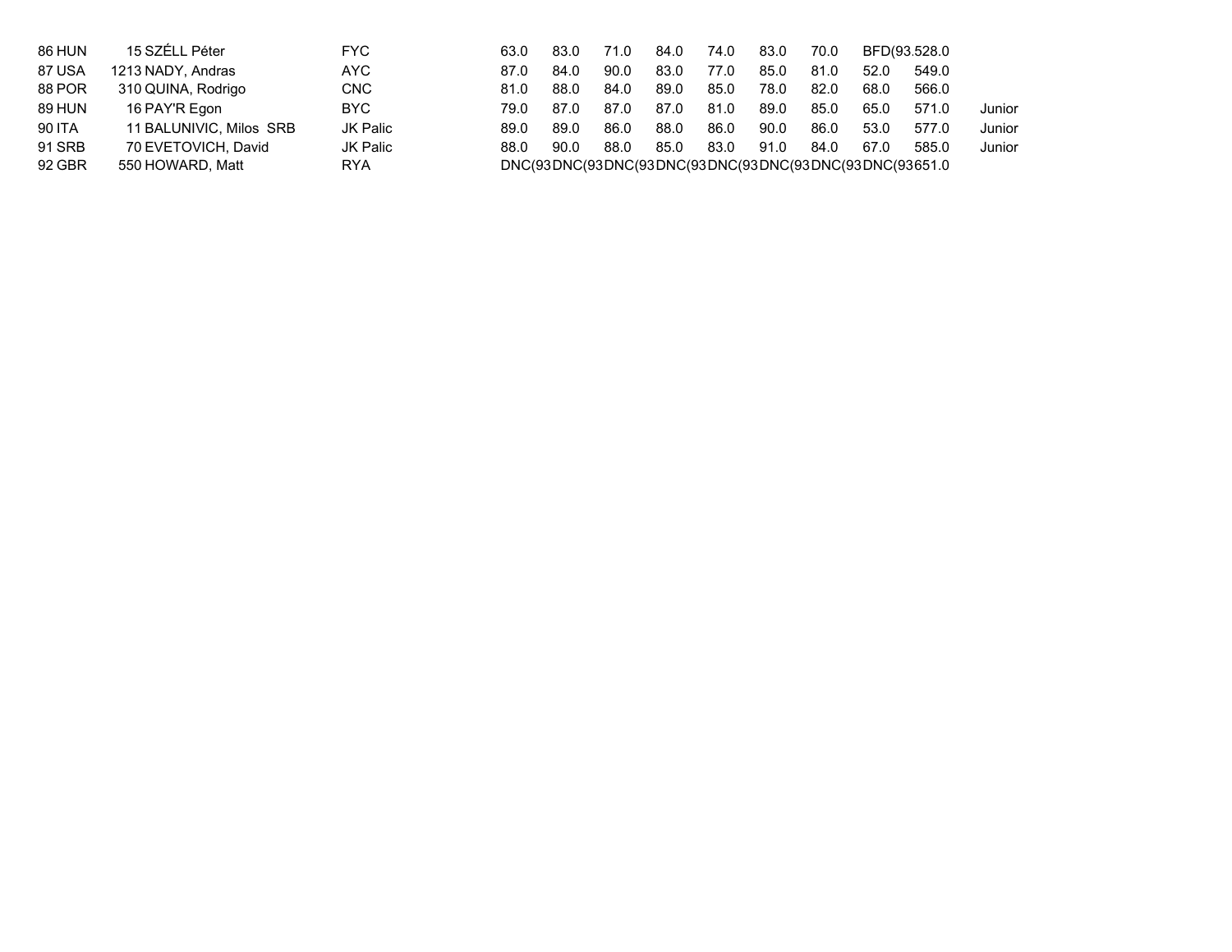| | | | | | | | | | | | | | | |
|---|---|---|---|---|---|---|---|---|---|---|---|---|---|---|
| 86 HUN | 15 | SZÉLL Péter | FYC | 63.0 | 83.0 | 71.0 | 84.0 | 74.0 | 83.0 | 70.0 | BFD(93 | 528.0 | |
| 87 USA | 1213 | NADY, Andras | AYC | 87.0 | 84.0 | 90.0 | 83.0 | 77.0 | 85.0 | 81.0 | 52.0 | 549.0 | |
| 88 POR | 310 | QUINA, Rodrigo | CNC | 81.0 | 88.0 | 84.0 | 89.0 | 85.0 | 78.0 | 82.0 | 68.0 | 566.0 | |
| 89 HUN | 16 | PAY'R Egon | BYC | 79.0 | 87.0 | 87.0 | 87.0 | 81.0 | 89.0 | 85.0 | 65.0 | 571.0 | Junior |
| 90 ITA | 11 | BALUNIVIC, Milos SRB | JK Palic | 89.0 | 89.0 | 86.0 | 88.0 | 86.0 | 90.0 | 86.0 | 53.0 | 577.0 | Junior |
| 91 SRB | 70 | EVETOVICH, David | JK Palic | 88.0 | 90.0 | 88.0 | 85.0 | 83.0 | 91.0 | 84.0 | 67.0 | 585.0 | Junior |
| 92 GBR | 550 | HOWARD, Matt | RYA | DNC(93 | DNC(93 | DNC(93 | DNC(93 | DNC(93 | DNC(93 | DNC(93 | DNC(93 | 651.0 | |